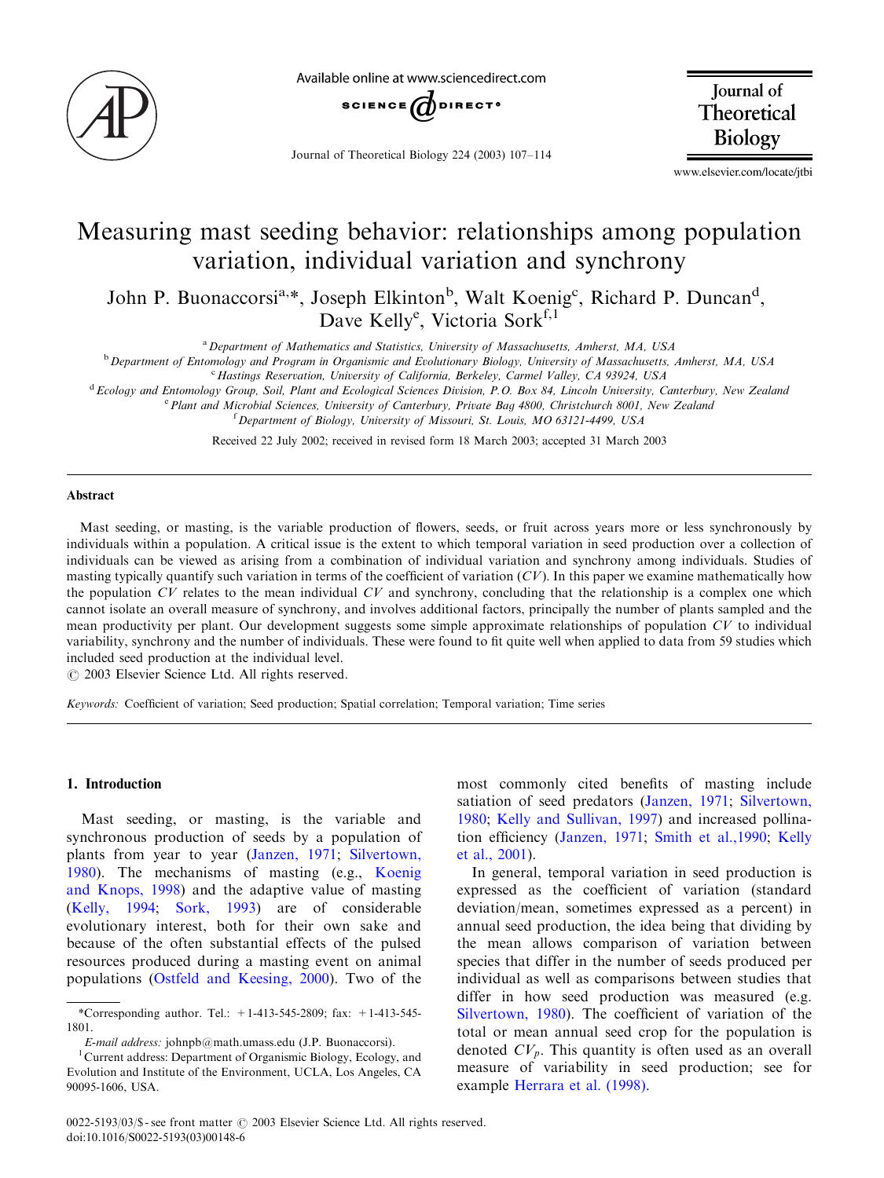# Measuring mast seeding behavior: relationships among population variation, individual variation and synchrony

John P. Buonaccorsi[a,*], Joseph Elkinton[b], Walt Koenig[c], Richard P. Duncan[d], Dave Kelly[e], Victoria Sork[f,1]

[a] Department of Mathematics and Statistics, University of Massachusetts, Amherst, MA, USA
[b] Department of Entomology and Program in Organismic and Evolutionary Biology, University of Massachusetts, Amherst, MA, USA
[c] Hastings Reservation, University of California, Berkeley, Carmel Valley, CA 93924, USA
[d] Ecology and Entomology Group, Soil, Plant and Ecological Sciences Division, P.O. Box 84, Lincoln University, Canterbury, New Zealand
[e] Plant and Microbial Sciences, University of Canterbury, Private Bag 4800, Christchurch 8001, New Zealand
[f] Department of Biology, University of Missouri, St. Louis, MO 63121-4499, USA

Received 22 July 2002; received in revised form 18 March 2003; accepted 31 March 2003

## Abstract

Mast seeding, or masting, is the variable production of flowers, seeds, or fruit across years more or less synchronously by individuals within a population. A critical issue is the extent to which temporal variation in seed production over a collection of individuals can be viewed as arising from a combination of individual variation and synchrony among individuals. Studies of masting typically quantify such variation in terms of the coefficient of variation ($CV$). In this paper we examine mathematically how the population $CV$ relates to the mean individual $CV$ and synchrony, concluding that the relationship is a complex one which cannot isolate an overall measure of synchrony, and involves additional factors, principally the number of plants sampled and the mean productivity per plant. Our development suggests some simple approximate relationships of population $CV$ to individual variability, synchrony and the number of individuals. These were found to fit quite well when applied to data from 59 studies which included seed production at the individual level.

© 2003 Elsevier Science Ltd. All rights reserved.

*Keywords:* Coefficient of variation; Seed production; Spatial correlation; Temporal variation; Time series

## 1. Introduction

Mast seeding, or masting, is the variable and synchronous production of seeds by a population of plants from year to year (Janzen, 1971; Silvertown, 1980). The mechanisms of masting (e.g., Koenig and Knops, 1998) and the adaptive value of masting (Kelly, 1994; Sork, 1993) are of considerable evolutionary interest, both for their own sake and because of the often substantial effects of the pulsed resources produced during a masting event on animal populations (Ostfeld and Keesing, 2000). Two of the most commonly cited benefits of masting include satiation of seed predators (Janzen, 1971; Silvertown, 1980; Kelly and Sullivan, 1997) and increased pollination efficiency (Janzen, 1971; Smith et al.,1990; Kelly et al., 2001).

In general, temporal variation in seed production is expressed as the coefficient of variation (standard deviation/mean, sometimes expressed as a percent) in annual seed production, the idea being that dividing by the mean allows comparison of variation between species that differ in the number of seeds produced per individual as well as comparisons between studies that differ in how seed production was measured (e.g. Silvertown, 1980). The coefficient of variation of the total or mean annual seed crop for the population is denoted $CV_p$. This quantity is often used as an overall measure of variability in seed production; see for example Herrara et al. (1998).

*Corresponding author. Tel.: +1-413-545-2809; fax: +1-413-545-1801.

*E-mail address:* johnpb@math.umass.edu (J.P. Buonaccorsi).

[1] Current address: Department of Organismic Biology, Ecology, and Evolution and Institute of the Environment, UCLA, Los Angeles, CA 90095-1606, USA.

0022-5193/03/$ - see front matter © 2003 Elsevier Science Ltd. All rights reserved.
doi:10.1016/S0022-5193(03)00148-6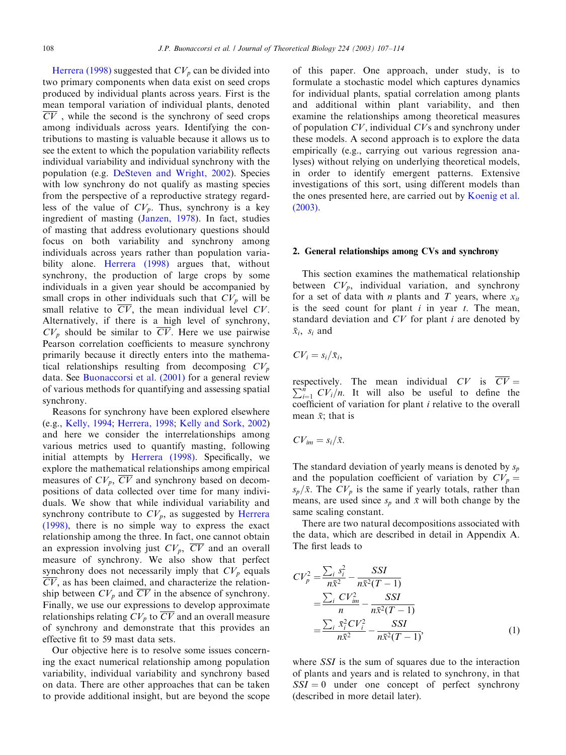Herrera (1998) suggested that $CV_p$ can be divided into two primary components when data exist on seed crops produced by individual plants across years. First is the mean temporal variation of individual plants, denoted $\overline{CV}$, while the second is the synchrony of seed crops among individuals across years. Identifying the contributions to masting is valuable because it allows us to see the extent to which the population variability reflects individual variability and individual synchrony with the population (e.g. DeSteven and Wright, 2002). Species with low synchrony do not qualify as masting species from the perspective of a reproductive strategy regardless of the value of $CV_p$. Thus, synchrony is a key ingredient of masting (Janzen, 1978). In fact, studies of masting that address evolutionary questions should focus on both variability and synchrony among individuals across years rather than population variability alone. Herrera (1998) argues that, without synchrony, the production of large crops by some individuals in a given year should be accompanied by small crops in other individuals such that $CV_p$ will be small relative to $\overline{CV}$, the mean individual level $CV$. Alternatively, if there is a high level of synchrony, $CV_p$ should be similar to $\overline{CV}$. Here we use pairwise Pearson correlation coefficients to measure synchrony primarily because it directly enters into the mathematical relationships resulting from decomposing $CV_p$ data. See Buonaccorsi et al. (2001) for a general review of various methods for quantifying and assessing spatial synchrony.

Reasons for synchrony have been explored elsewhere (e.g., Kelly, 1994; Herrera, 1998; Kelly and Sork, 2002) and here we consider the interrelationships among various metrics used to quantify masting, following initial attempts by Herrera (1998). Specifically, we explore the mathematical relationships among empirical measures of $CV_p$, $\overline{CV}$ and synchrony based on decompositions of data collected over time for many individuals. We show that while individual variability and synchrony contribute to $CV_p$, as suggested by Herrera (1998), there is no simple way to express the exact relationship among the three. In fact, one cannot obtain an expression involving just $CV_p$, $\overline{CV}$ and an overall measure of synchrony. We also show that perfect synchrony does not necessarily imply that $CV_p$ equals $\overline{CV}$, as has been claimed, and characterize the relationship between $CV_p$ and $\overline{CV}$ in the absence of synchrony. Finally, we use our expressions to develop approximate relationships relating $CV_p$ to $\overline{CV}$ and an overall measure of synchrony and demonstrate that this provides an effective fit to 59 mast data sets.

Our objective here is to resolve some issues concerning the exact numerical relationship among population variability, individual variability and synchrony based on data. There are other approaches that can be taken to provide additional insight, but are beyond the scope of this paper. One approach, under study, is to formulate a stochastic model which captures dynamics for individual plants, spatial correlation among plants and additional within plant variability, and then examine the relationships among theoretical measures of population $CV$, individual $CV$s and synchrony under these models. A second approach is to explore the data empirically (e.g., carrying out various regression analyses) without relying on underlying theoretical models, in order to identify emergent patterns. Extensive investigations of this sort, using different models than the ones presented here, are carried out by Koenig et al. (2003).

## 2. General relationships among CVs and synchrony

This section examines the mathematical relationship between $CV_p$, individual variation, and synchrony for a set of data with $n$ plants and $T$ years, where $x_{it}$ is the seed count for plant $i$ in year $t$. The mean, standard deviation and $CV$ for plant $i$ are denoted by $\bar{x}_i$, $s_i$ and

$$CV_i = s_i/\bar{x}_i,$$

respectively. The mean individual $CV$ is $\overline{CV} = \sum_{i=1}^{n} CV_i/n$. It will also be useful to define the coefficient of variation for plant $i$ relative to the overall mean $\bar{x}$; that is

$$CV_{im} = s_i/\bar{x}.$$

The standard deviation of yearly means is denoted by $s_p$ and the population coefficient of variation by $CV_p = s_p/\bar{x}$. The $CV_p$ is the same if yearly totals, rather than means, are used since $s_p$ and $\bar{x}$ will both change by the same scaling constant.

There are two natural decompositions associated with the data, which are described in detail in Appendix A. The first leads to

$$\begin{aligned} CV_p^2 &= \frac{\sum_i s_i^2}{n\bar{x}^2} - \frac{SSI}{n\bar{x}^2(T-1)} \\ &= \frac{\sum_i CV_{im}^2}{n} - \frac{SSI}{n\bar{x}^2(T-1)} \\ &= \frac{\sum_i \bar{x}_i^2 CV_i^2}{n\bar{x}^2} - \frac{SSI}{n\bar{x}^2(T-1)}, \end{aligned} \tag{1}$$

where $SSI$ is the sum of squares due to the interaction of plants and years and is related to synchrony, in that $SSI = 0$ under one concept of perfect synchrony (described in more detail later).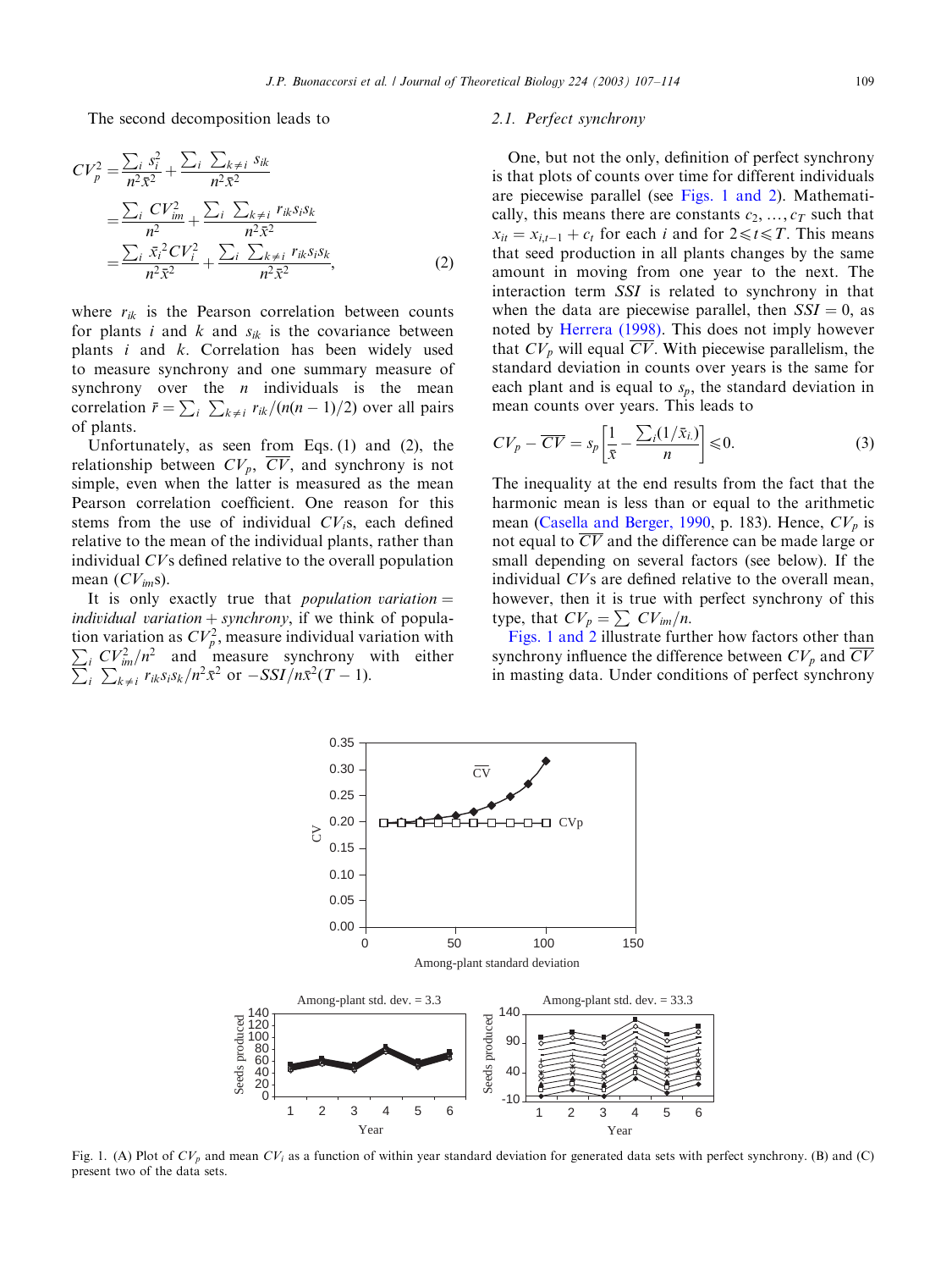The second decomposition leads to

$$
\begin{aligned}
CV_p^2 &= \frac{\sum_i s_i^2}{n^2\bar{x}^2} + \frac{\sum_i \sum_{k\neq i} s_{ik}}{n^2\bar{x}^2} \\
&= \frac{\sum_i CV_{im}^2}{n^2} + \frac{\sum_i \sum_{k\neq i} r_{ik}s_i s_k}{n^2\bar{x}^2} \\
&= \frac{\sum_i \bar{x}_i^2 CV_i^2}{n^2\bar{x}^2} + \frac{\sum_i \sum_{k\neq i} r_{ik}s_i s_k}{n^2\bar{x}^2},
\end{aligned} \tag{2}
$$

where $r_{ik}$ is the Pearson correlation between counts for plants $i$ and $k$ and $s_{ik}$ is the covariance between plants $i$ and $k$. Correlation has been widely used to measure synchrony and one summary measure of synchrony over the $n$ individuals is the mean correlation $\bar{r} = \sum_i \sum_{k\neq i} r_{ik}/(n(n-1)/2)$ over all pairs of plants.

Unfortunately, as seen from Eqs. (1) and (2), the relationship between $CV_p$, $\overline{CV}$, and synchrony is not simple, even when the latter is measured as the mean Pearson correlation coefficient. One reason for this stems from the use of individual $CV_i$s, each defined relative to the mean of the individual plants, rather than individual $CV$s defined relative to the overall population mean ($CV_{im}$s).

It is only exactly true that *population variation = individual variation + synchrony*, if we think of population variation as $CV_p^2$, measure individual variation with $\sum_i CV_{im}^2/n^2$ and measure synchrony with either $\sum_i \sum_{k\neq i} r_{ik}s_i s_k/n^2\bar{x}^2$ or $-SSI/n\bar{x}^2(T-1)$.

### 2.1. Perfect synchrony

One, but not the only, definition of perfect synchrony is that plots of counts over time for different individuals are piecewise parallel (see Figs. 1 and 2). Mathematically, this means there are constants $c_2, \ldots, c_T$ such that $x_{it} = x_{i,t-1} + c_t$ for each $i$ and for $2 \leqslant t \leqslant T$. This means that seed production in all plants changes by the same amount in moving from one year to the next. The interaction term $SSI$ is related to synchrony in that when the data are piecewise parallel, then $SSI = 0$, as noted by Herrera (1998). This does not imply however that $CV_p$ will equal $\overline{CV}$. With piecewise parallelism, the standard deviation in counts over years is the same for each plant and is equal to $s_p$, the standard deviation in mean counts over years. This leads to

$$
CV_p - \overline{CV} = s_p\left[\frac{1}{\bar{x}} - \frac{\sum_i (1/\bar{x}_{i.})}{n}\right] \leqslant 0. \tag{3}
$$

The inequality at the end results from the fact that the harmonic mean is less than or equal to the arithmetic mean (Casella and Berger, 1990, p. 183). Hence, $CV_p$ is not equal to $\overline{CV}$ and the difference can be made large or small depending on several factors (see below). If the individual $CV$s are defined relative to the overall mean, however, then it is true with perfect synchrony of this type, that $CV_p = \sum CV_{im}/n$.

Figs. 1 and 2 illustrate further how factors other than synchrony influence the difference between $CV_p$ and $\overline{CV}$ in masting data. Under conditions of perfect synchrony

Fig. 1. (A) Plot of $CV_p$ and mean $CV_i$ as a function of within year standard deviation for generated data sets with perfect synchrony. (B) and (C) present two of the data sets.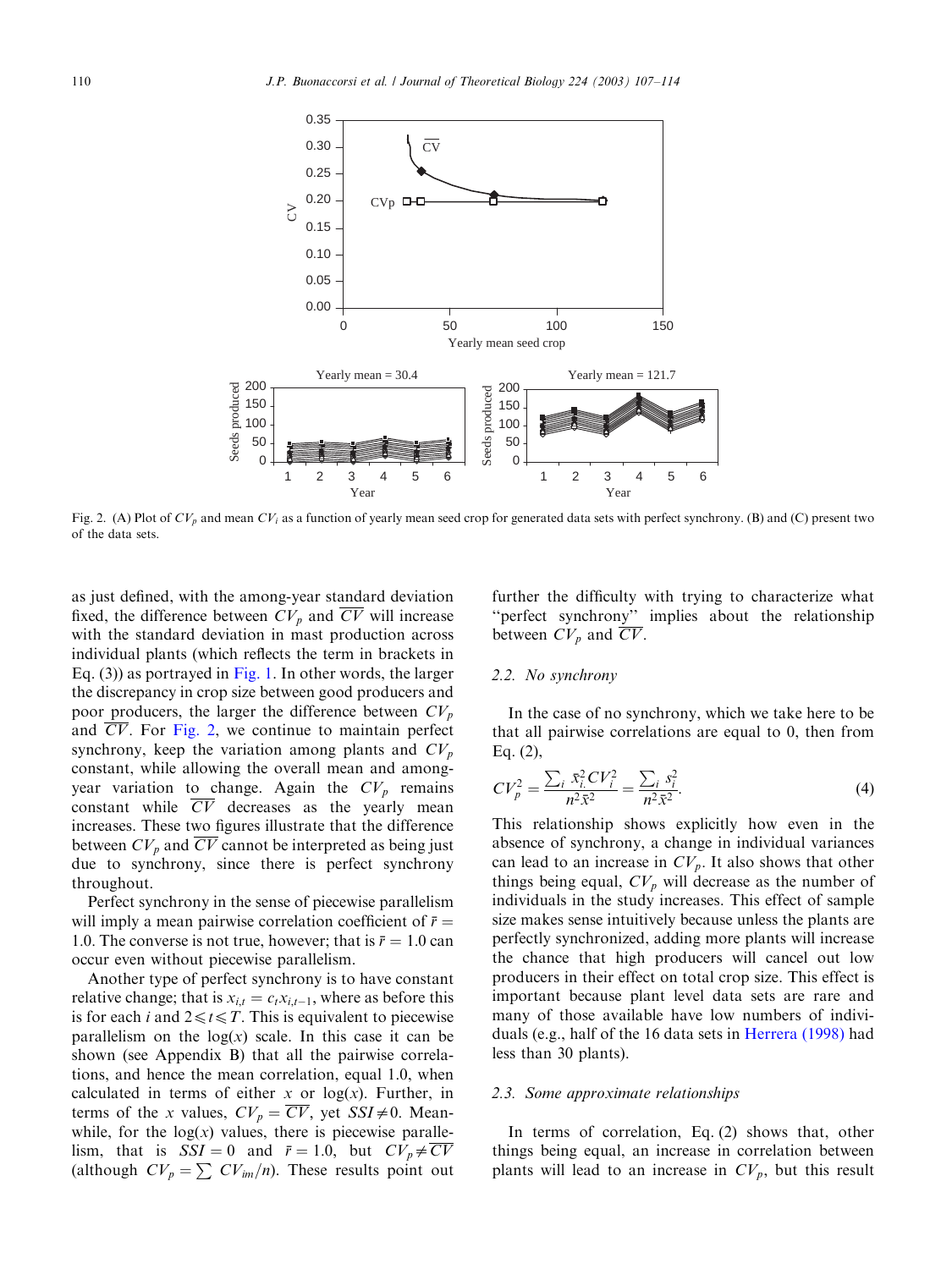Fig. 2. (A) Plot of $CV_p$ and mean $CV_i$ as a function of yearly mean seed crop for generated data sets with perfect synchrony. (B) and (C) present two of the data sets.

as just defined, with the among-year standard deviation fixed, the difference between $CV_p$ and $\overline{CV}$ will increase with the standard deviation in mast production across individual plants (which reflects the term in brackets in Eq. (3)) as portrayed in Fig. 1. In other words, the larger the discrepancy in crop size between good producers and poor producers, the larger the difference between $CV_p$ and $\overline{CV}$. For Fig. 2, we continue to maintain perfect synchrony, keep the variation among plants and $CV_p$ constant, while allowing the overall mean and among-year variation to change. Again the $CV_p$ remains constant while $\overline{CV}$ decreases as the yearly mean increases. These two figures illustrate that the difference between $CV_p$ and $\overline{CV}$ cannot be interpreted as being just due to synchrony, since there is perfect synchrony throughout.

Perfect synchrony in the sense of piecewise parallelism will imply a mean pairwise correlation coefficient of $\bar{r} = 1.0$. The converse is not true, however; that is $\bar{r} = 1.0$ can occur even without piecewise parallelism.

Another type of perfect synchrony is to have constant relative change; that is $x_{i,t} = c_t x_{i,t-1}$, where as before this is for each $i$ and $2 \leqslant t \leqslant T$. This is equivalent to piecewise parallelism on the $\log(x)$ scale. In this case it can be shown (see Appendix B) that all the pairwise correlations, and hence the mean correlation, equal 1.0, when calculated in terms of either $x$ or $\log(x)$. Further, in terms of the $x$ values, $CV_p = \overline{CV}$, yet $SSI \neq 0$. Meanwhile, for the $\log(x)$ values, there is piecewise parallelism, that is $SSI = 0$ and $\bar{r} = 1.0$, but $CV_p \neq \overline{CV}$ (although $CV_p = \sum CV_{im}/n$). These results point out further the difficulty with trying to characterize what "perfect synchrony" implies about the relationship between $CV_p$ and $\overline{CV}$.

### 2.2. No synchrony

In the case of no synchrony, which we take here to be that all pairwise correlations are equal to 0, then from Eq. (2),

$$CV_p^2 = \frac{\sum_i \bar{x}_{i.}^2 CV_i^2}{n^2 \bar{x}^2} = \frac{\sum_i s_i^2}{n^2 \bar{x}^2}. \tag{4}$$

This relationship shows explicitly how even in the absence of synchrony, a change in individual variances can lead to an increase in $CV_p$. It also shows that other things being equal, $CV_p$ will decrease as the number of individuals in the study increases. This effect of sample size makes sense intuitively because unless the plants are perfectly synchronized, adding more plants will increase the chance that high producers will cancel out low producers in their effect on total crop size. This effect is important because plant level data sets are rare and many of those available have low numbers of individuals (e.g., half of the 16 data sets in Herrera (1998) had less than 30 plants).

### 2.3. Some approximate relationships

In terms of correlation, Eq. (2) shows that, other things being equal, an increase in correlation between plants will lead to an increase in $CV_p$, but this result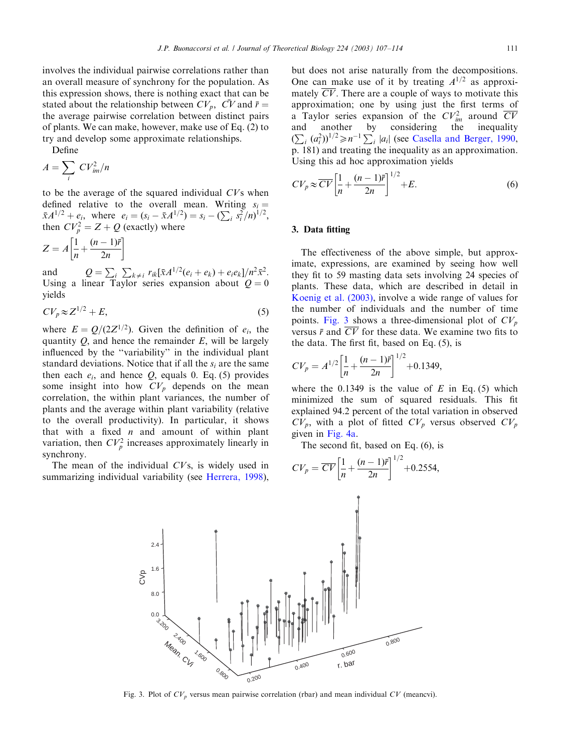involves the individual pairwise correlations rather than an overall measure of synchrony for the population. As this expression shows, there is nothing exact that can be stated about the relationship between $CV_p$, $\bar{CV}$ and $\bar{r}$ = the average pairwise correlation between distinct pairs of plants. We can make, however, make use of Eq. (2) to try and develop some approximate relationships.

Define

$$A = \sum_i CV_{im}^2/n$$

to be the average of the squared individual $CV$s when defined relative to the overall mean. Writing $s_i = \bar{x}A^{1/2} + e_i$, where $e_i = (s_i - \bar{x}A^{1/2}) = s_i - (\sum_i s_i^2/n)^{1/2}$, then $CV_p^2 = Z + Q$ (exactly) where

$$Z = A\left[\frac{1}{n} + \frac{(n-1)\bar{r}}{2n}\right]$$

and $Q = \sum_i \sum_{k \neq i} r_{ik}[\bar{x}A^{1/2}(e_i + e_k) + e_i e_k]/n^2\bar{x}^2$. Using a linear Taylor series expansion about $Q = 0$ yields

$$CV_p \approx Z^{1/2} + E, \tag{5}$$

where $E = Q/(2Z^{1/2})$. Given the definition of $e_i$, the quantity $Q$, and hence the remainder $E$, will be largely influenced by the "variability" in the individual plant standard deviations. Notice that if all the $s_i$ are the same then each $e_i$, and hence $Q$, equals 0. Eq. (5) provides some insight into how $CV_p$ depends on the mean correlation, the within plant variances, the number of plants and the average within plant variability (relative to the overall productivity). In particular, it shows that with a fixed $n$ and amount of within plant variation, then $CV_p^2$ increases approximately linearly in synchrony.

The mean of the individual $CV$s, is widely used in summarizing individual variability (see Herrera, 1998), but does not arise naturally from the decompositions. One can make use of it by treating $A^{1/2}$ as approximately $\overline{CV}$. There are a couple of ways to motivate this approximation; one by using just the first terms of a Taylor series expansion of $CV_{im}^2$ around $\overline{CV}$ and another by considering the inequality $(\sum_i (a_i^2))^{1/2} \geqslant n^{-1}\sum_i |a_i|$ (see Casella and Berger, 1990, p. 181) and treating the inequality as an approximation. Using this ad hoc approximation yields

$$CV_p \approx \overline{CV}\left[\frac{1}{n} + \frac{(n-1)\bar{r}}{2n}\right]^{1/2} + E. \tag{6}$$

## 3. Data fitting

The effectiveness of the above simple, but approximate, expressions, are examined by seeing how well they fit to 59 masting data sets involving 24 species of plants. These data, which are described in detail in Koenig et al. (2003), involve a wide range of values for the number of individuals and the number of time points. Fig. 3 shows a three-dimensional plot of $CV_p$ versus $\bar{r}$ and $\overline{CV}$ for these data. We examine two fits to the data. The first fit, based on Eq. (5), is

$$CV_p = A^{1/2}\left[\frac{1}{n} + \frac{(n-1)\bar{r}}{2n}\right]^{1/2} + 0.1349,$$

where the 0.1349 is the value of $E$ in Eq. (5) which minimized the sum of squared residuals. This fit explained 94.2 percent of the total variation in observed $CV_p$, with a plot of fitted $CV_p$ versus observed $CV_p$ given in Fig. 4a.

The second fit, based on Eq. (6), is

$$CV_p = \overline{CV}\left[\frac{1}{n} + \frac{(n-1)\bar{r}}{2n}\right]^{1/2} + 0.2554,$$

Fig. 3. Plot of $CV_p$ versus mean pairwise correlation (rbar) and mean individual $CV$ (meancvi).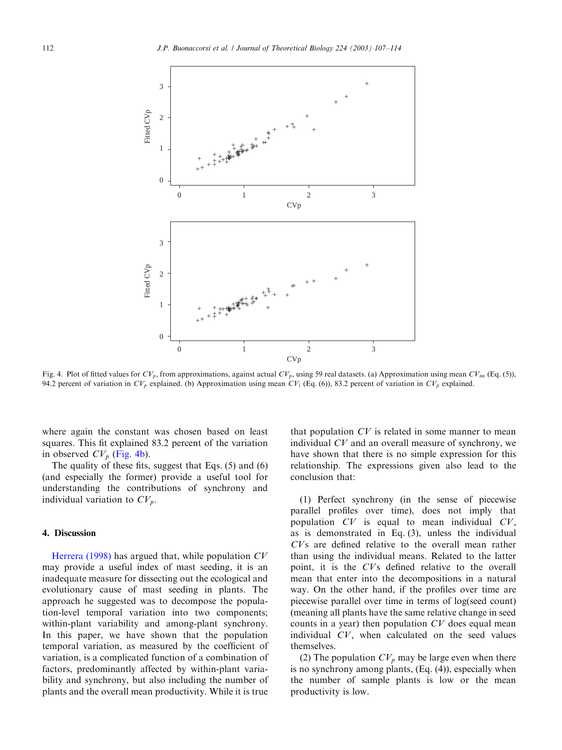Fig. 4. Plot of fitted values for $CV_p$, from approximations, against actual $CV_p$, using 59 real datasets. (a) Approximation using mean $CV_{im}$ (Eq. (5)), 94.2 percent of variation in $CV_p$ explained. (b) Approximation using mean $CV_i$ (Eq. (6)), 83.2 percent of variation in $CV_p$ explained.

where again the constant was chosen based on least squares. This fit explained 83.2 percent of the variation in observed $CV_p$ (Fig. 4b).

The quality of these fits, suggest that Eqs. (5) and (6) (and especially the former) provide a useful tool for understanding the contributions of synchrony and individual variation to $CV_p$.

## 4. Discussion

Herrera (1998) has argued that, while population $CV$ may provide a useful index of mast seeding, it is an inadequate measure for dissecting out the ecological and evolutionary cause of mast seeding in plants. The approach he suggested was to decompose the population-level temporal variation into two components; within-plant variability and among-plant synchrony. In this paper, we have shown that the population temporal variation, as measured by the coefficient of variation, is a complicated function of a combination of factors, predominantly affected by within-plant variability and synchrony, but also including the number of plants and the overall mean productivity. While it is true that population $CV$ is related in some manner to mean individual $CV$ and an overall measure of synchrony, we have shown that there is no simple expression for this relationship. The expressions given also lead to the conclusion that:

(1) Perfect synchrony (in the sense of piecewise parallel profiles over time), does not imply that population $CV$ is equal to mean individual $CV$, as is demonstrated in Eq. (3), unless the individual $CV$s are defined relative to the overall mean rather than using the individual means. Related to the latter point, it is the $CV$s defined relative to the overall mean that enter into the decompositions in a natural way. On the other hand, if the profiles over time are piecewise parallel over time in terms of log(seed count) (meaning all plants have the same relative change in seed counts in a year) then population $CV$ does equal mean individual $CV$, when calculated on the seed values themselves.

(2) The population $CV_p$ may be large even when there is no synchrony among plants, (Eq. (4)), especially when the number of sample plants is low or the mean productivity is low.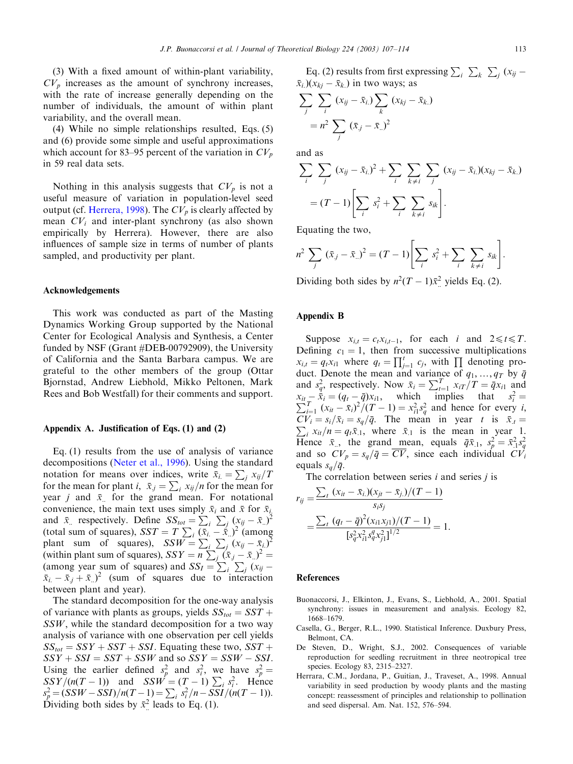(3) With a fixed amount of within-plant variability, $CV_p$ increases as the amount of synchrony increases, with the rate of increase generally depending on the number of individuals, the amount of within plant variability, and the overall mean.

(4) While no simple relationships resulted, Eqs. (5) and (6) provide some simple and useful approximations which account for 83–95 percent of the variation in $CV_p$ in 59 real data sets.

Nothing in this analysis suggests that $CV_p$ is not a useful measure of variation in population-level seed output (cf. Herrera, 1998). The $CV_p$ is clearly affected by mean $CV_i$ and inter-plant synchrony (as also shown empirically by Herrera). However, there are also influences of sample size in terms of number of plants sampled, and productivity per plant.

## Acknowledgements

This work was conducted as part of the Masting Dynamics Working Group supported by the National Center for Ecological Analysis and Synthesis, a Center funded by NSF (Grant #DEB-00792909), the University of California and the Santa Barbara campus. We are grateful to the other members of the group (Ottar Bjornstad, Andrew Liebhold, Mikko Peltonen, Mark Rees and Bob Westfall) for their comments and support.

## Appendix A. Justification of Eqs. (1) and (2)

Eq. (1) results from the use of analysis of variance decompositions (Neter et al., 1996). Using the standard notation for means over indices, write $\bar{x}_{i.} = \sum_j x_{ij}/T$ for the mean for plant $i$, $\bar{x}_{.j} = \sum_i x_{ij}/n$ for the mean for year $j$ and $\bar{x}_{..}$ for the grand mean. For notational convenience, the main text uses simply $\bar{x}_i$ and $\bar{x}$ for $\bar{x}_{i.}$ and $\bar{x}_{..}$ respectively. Define $SS_{tot} = \sum_i \sum_j (x_{ij} - \bar{x}_{..})^2$ (total sum of squares), $SST = T\sum_i (\bar{x}_{i.} - \bar{x}_{..})^2$ (among plant sum of squares), $SSW = \sum_i \sum_j (x_{ij} - \bar{x}_{i.})^2$ (within plant sum of squares), $SSY = n\sum_j (\bar{x}_{.j} - \bar{x}_{..})^2 =$ (among year sum of squares) and $SS_I = \sum_i \sum_j (x_{ij} - \bar{x}_{i.} - \bar{x}_{.j} + \bar{x}_{..})^2$ (sum of squares due to interaction between plant and year).

The standard decomposition for the one-way analysis of variance with plants as groups, yields $SS_{tot} = SST + SSW$, while the standard decomposition for a two way analysis of variance with one observation per cell yields $SS_{tot} = SSY + SST + SSI$. Equating these two, $SST + SSY + SSI = SST + SSW$ and so $SSY = SSW - SSI$. Using the earlier defined $s_p^2$ and $s_i^2$, we have $s_p^2 = SSY/(n(T-1))$ and $SSW = (T-1)\sum_i s_i^2$. Hence $s_p^2 = (SSW - SSI)/n(T-1) = \sum_i s_i^2/n - SSI/(n(T-1))$. Dividing both sides by $\bar{x}_{..}^2$ leads to Eq. (1).

Eq. (2) results from first expressing $\sum_i \sum_k \sum_j (x_{ij} - \bar{x}_{i.})(x_{kj} - \bar{x}_{k.})$ in two ways; as

$$\sum_j \sum_i (x_{ij} - \bar{x}_{i.}) \sum_k (x_{kj} - \bar{x}_{k.}) = n^2 \sum_j (\bar{x}_{.j} - \bar{x}_{..})^2$$

and as

$$\sum_i \sum_j (x_{ij} - \bar{x}_{i.})^2 + \sum_i \sum_{k \neq i} \sum_j (x_{ij} - \bar{x}_{i.})(x_{kj} - \bar{x}_{k.}) = (T-1)\left[\sum_i s_i^2 + \sum_i \sum_{k \neq i} s_{ik}\right].$$

Equating the two,

$$n^2 \sum_j (\bar{x}_{.j} - \bar{x}_{..})^2 = (T-1)\left[\sum_i s_i^2 + \sum_i \sum_{k \neq i} s_{ik}\right].$$

Dividing both sides by $n^2(T-1)\bar{x}_{..}^2$ yields Eq. (2).

## Appendix B

Suppose $x_{i,t} = c_t x_{i,t-1}$, for each $i$ and $2 \leqslant t \leqslant T$. Defining $c_1 = 1$, then from successive multiplications $x_{i,t} = q_t x_{i1}$ where $q_t = \prod_{j=1}^{t} c_j$, with $\prod$ denoting product. Denote the mean and variance of $q_1, \ldots, q_T$ by $\bar{q}$ and $s_q^2$, respectively. Now $\bar{x}_i = \sum_{t=1}^{T} x_{iT}/T = \bar{q}x_{i1}$ and $x_{it} - \bar{x}_i = (q_t - \bar{q})x_{i1}$, which implies that $s_i^2 = \sum_{i=1}^{T} (x_{it} - \bar{x}_i)^2/(T-1) = x_{i1}^2 s_q^2$ and hence for every $i$, $CV_i = s_i/\bar{x}_i = s_q/\bar{q}$. The mean in year $t$ is $\bar{x}_{.t} = \sum_i x_{it}/n = q_t \bar{x}_{.1}$, where $\bar{x}_{.1}$ is the mean in year 1. Hence $\bar{x}_{..}$, the grand mean, equals $\bar{q}\bar{x}_{.1}$, $s_p^2 = \bar{x}_{.1}^2 s_q^2$ and so $CV_p = s_q/\bar{q} = \overline{CV}$, since each individual $CV_i$ equals $s_q/\bar{q}$.

The correlation between series $i$ and series $j$ is

$$r_{ij} = \frac{\sum_t (x_{it} - \bar{x}_{i.})(x_{jt} - \bar{x}_{j.})/(T-1)}{s_i s_j} = \frac{\sum_t (q_t - \bar{q})^2 (x_{i1}x_{j1})/(T-1)}{[s_q^2 x_{i1}^2 s_q^q x_{j1}^2]^{1/2}} = 1.$$

## References

Buonaccorsi, J., Elkinton, J., Evans, S., Liebhold, A., 2001. Spatial synchrony: issues in measurement and analysis. Ecology 82, 1668–1679.

Casella, G., Berger, R.L., 1990. Statistical Inference. Duxbury Press, Belmont, CA.

De Steven, D., Wright, S.J., 2002. Consequences of variable reproduction for seedling recruitment in three neotropical tree species. Ecology 83, 2315–2327.

Herrara, C.M., Jordana, P., Guitian, J., Traveset, A., 1998. Annual variability in seed production by woody plants and the masting concept: reassessment of principles and relationship to pollination and seed dispersal. Am. Nat. 152, 576–594.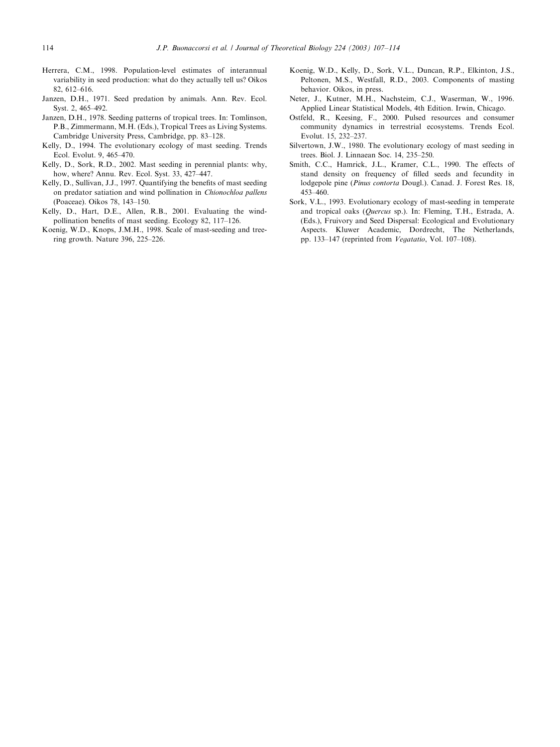Herrera, C.M., 1998. Population-level estimates of interannual variability in seed production: what do they actually tell us? Oikos 82, 612–616.

Janzen, D.H., 1971. Seed predation by animals. Ann. Rev. Ecol. Syst. 2, 465–492.

Janzen, D.H., 1978. Seeding patterns of tropical trees. In: Tomlinson, P.B., Zimmermann, M.H. (Eds.), Tropical Trees as Living Systems. Cambridge University Press, Cambridge, pp. 83–128.

Kelly, D., 1994. The evolutionary ecology of mast seeding. Trends Ecol. Evolut. 9, 465–470.

Kelly, D., Sork, R.D., 2002. Mast seeding in perennial plants: why, how, where? Annu. Rev. Ecol. Syst. 33, 427–447.

Kelly, D., Sullivan, J.J., 1997. Quantifying the benefits of mast seeding on predator satiation and wind pollination in *Chionochloa pallens* (Poaceae). Oikos 78, 143–150.

Kelly, D., Hart, D.E., Allen, R.B., 2001. Evaluating the wind-pollination benefits of mast seeding. Ecology 82, 117–126.

Koenig, W.D., Knops, J.M.H., 1998. Scale of mast-seeding and tree-ring growth. Nature 396, 225–226.

Koenig, W.D., Kelly, D., Sork, V.L., Duncan, R.P., Elkinton, J.S., Peltonen, M.S., Westfall, R.D., 2003. Components of masting behavior. Oikos, in press.

Neter, J., Kutner, M.H., Nachsteim, C.J., Waserman, W., 1996. Applied Linear Statistical Models, 4th Edition. Irwin, Chicago.

Ostfeld, R., Keesing, F., 2000. Pulsed resources and consumer community dynamics in terrestrial ecosystems. Trends Ecol. Evolut. 15, 232–237.

Silvertown, J.W., 1980. The evolutionary ecology of mast seeding in trees. Biol. J. Linnaean Soc. 14, 235–250.

Smith, C.C., Hamrick, J.L., Kramer, C.L., 1990. The effects of stand density on frequency of filled seeds and fecundity in lodgepole pine (*Pinus contorta* Dougl.). Canad. J. Forest Res. 18, 453–460.

Sork, V.L., 1993. Evolutionary ecology of mast-seeding in temperate and tropical oaks (*Quercus* sp.). In: Fleming, T.H., Estrada, A. (Eds.), Fruivory and Seed Dispersal: Ecological and Evolutionary Aspects. Kluwer Academic, Dordrecht, The Netherlands, pp. 133–147 (reprinted from *Vegatatio*, Vol. 107–108).